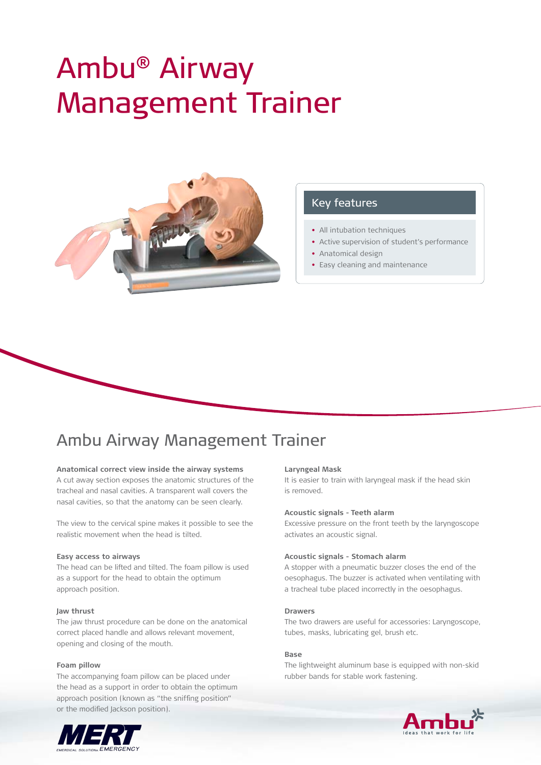# Ambu® Airway Management Trainer

## Key features

- All intubation techniques
- Active supervision of student's performance
- Anatomical design
- Easy cleaning and maintenance

## Ambu Airway Management Trainer

**Anatomical correct view inside the airway systems**
A cut away section exposes the anatomic structures of the tracheal and nasal cavities. A transparent wall covers the nasal cavities, so that the anatomy can be seen clearly.

The view to the cervical spine makes it possible to see the realistic movement when the head is tilted.

**Easy access to airways**
The head can be lifted and tilted. The foam pillow is used as a support for the head to obtain the optimum approach position.

**Jaw thrust**
The jaw thrust procedure can be done on the anatomical correct placed handle and allows relevant movement, opening and closing of the mouth.

**Foam pillow**
The accompanying foam pillow can be placed under the head as a support in order to obtain the optimum approach position (known as "the sniffing position" or the modified Jackson position).

**Laryngeal Mask**
It is easier to train with laryngeal mask if the head skin is removed.

**Acoustic signals - Teeth alarm**
Excessive pressure on the front teeth by the laryngoscope activates an acoustic signal.

**Acoustic signals - Stomach alarm**
A stopper with a pneumatic buzzer closes the end of the oesophagus. The buzzer is activated when ventilating with a tracheal tube placed incorrectly in the oesophagus.

**Drawers**
The two drawers are useful for accessories: Laryngoscope, tubes, masks, lubricating gel, brush etc.

**Base**
The lightweight aluminum base is equipped with non-skid rubber bands for stable work fastening.

MERT EMERGENCY

Ambu – Ideas that work for life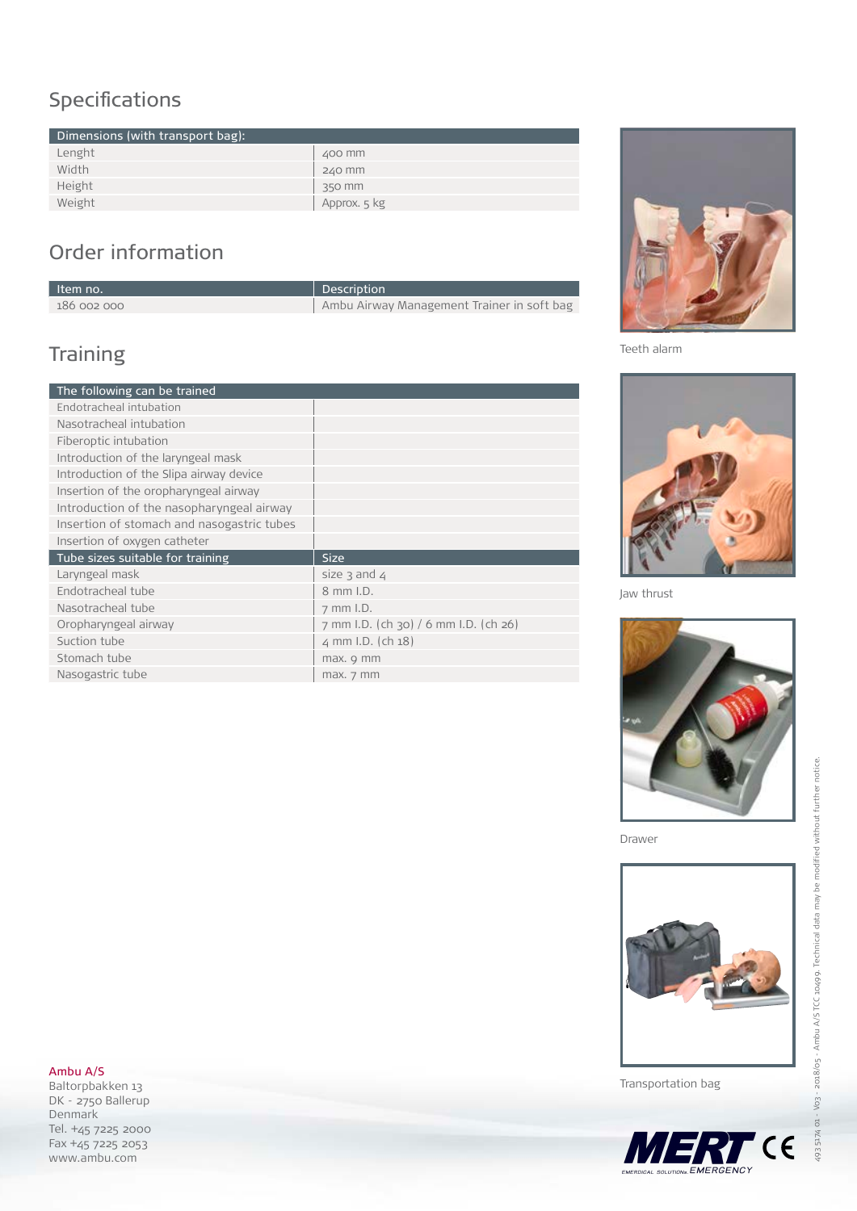## Specifications

| Dimensions (with transport bag): | |
|---|---|
| Lenght | 400 mm |
| Width | 240 mm |
| Height | 350 mm |
| Weight | Approx. 5 kg |

## Order information

| Item no. | Description |
|---|---|
| 186 002 000 | Ambu Airway Management Trainer in soft bag |

## Training

| The following can be trained | |
|---|---|
| Endotracheal intubation | |
| Nasotracheal intubation | |
| Fiberoptic intubation | |
| Introduction of the laryngeal mask | |
| Introduction of the Slipa airway device | |
| Insertion of the oropharyngeal airway | |
| Introduction of the nasopharyngeal airway | |
| Insertion of stomach and nasogastric tubes | |
| Insertion of oxygen catheter | |
| **Tube sizes suitable for training** | **Size** |
| Laryngeal mask | size 3 and 4 |
| Endotracheal tube | 8 mm I.D. |
| Nasotracheal tube | 7 mm I.D. |
| Oropharyngeal airway | 7 mm I.D. (ch 30) / 6 mm I.D. (ch 26) |
| Suction tube | 4 mm I.D. (ch 18) |
| Stomach tube | max. 9 mm |
| Nasogastric tube | max. 7 mm |

Teeth alarm

Jaw thrust

Drawer

Transportation bag

Ambu A/S
Baltorpbakken 13
DK - 2750 Ballerup
Denmark
Tel. +45 7225 2000
Fax +45 7225 2053
www.ambu.com

MERT EMERDICAL SOLUTIONs EMERGENCY

493 5174 01 - V03 - 2018/05 - Ambu A/S TCC 10499. Technical data may be modified without further notice.